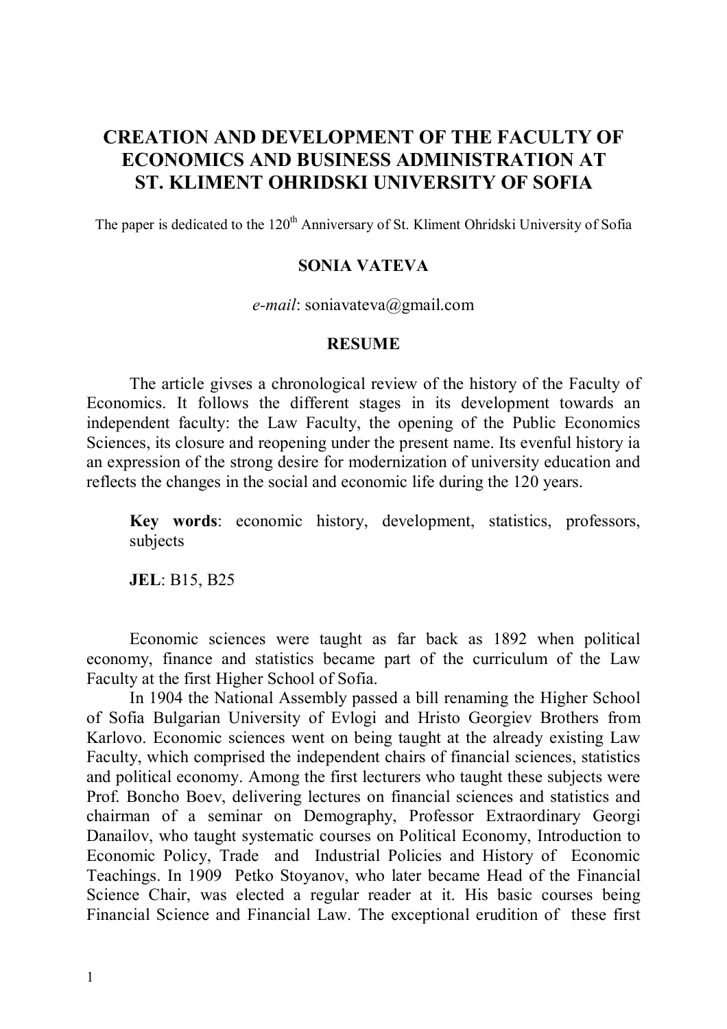# CREATION AND DEVELOPMENT OF THE FACULTY OF ECONOMICS AND BUSINESS ADMINISTRATION AT ST. KLIMENT OHRIDSKI UNIVERSITY OF SOFIA

The paper is dedicated to the 120th Anniversary of St. Kliment Ohridski University of Sofia

**SONIA VATEVA**

*e-mail*: soniavateva@gmail.com

**RESUME**

The article givses a chronological review of the history of the Faculty of Economics. It follows the different stages in its development towards an independent faculty: the Law Faculty, the opening of the Public Economics Sciences, its closure and reopening under the present name. Its evenful history ia an expression of the strong desire for modernization of university education and reflects the changes in the social and economic life during the 120 years.

**Key words**: economic history, development, statistics, professors, subjects

**JEL**: B15, B25

Economic sciences were taught as far back as 1892 when political economy, finance and statistics became part of the curriculum of the Law Faculty at the first Higher School of Sofia.

In 1904 the National Assembly passed a bill renaming the Higher School of Sofia Bulgarian University of Evlogi and Hristo Georgiev Brothers from Karlovo. Economic sciences went on being taught at the already existing Law Faculty, which comprised the independent chairs of financial sciences, statistics and political economy. Among the first lecturers who taught these subjects were Prof. Boncho Boev, delivering lectures on financial sciences and statistics and chairman of a seminar on Demography, Professor Extraordinary Georgi Danailov, who taught systematic courses on Political Economy, Introduction to Economic Policy, Trade and Industrial Policies and History of Economic Teachings. In 1909 Petko Stoyanov, who later became Head of the Financial Science Chair, was elected a regular reader at it. His basic courses being Financial Science and Financial Law. The exceptional erudition of these first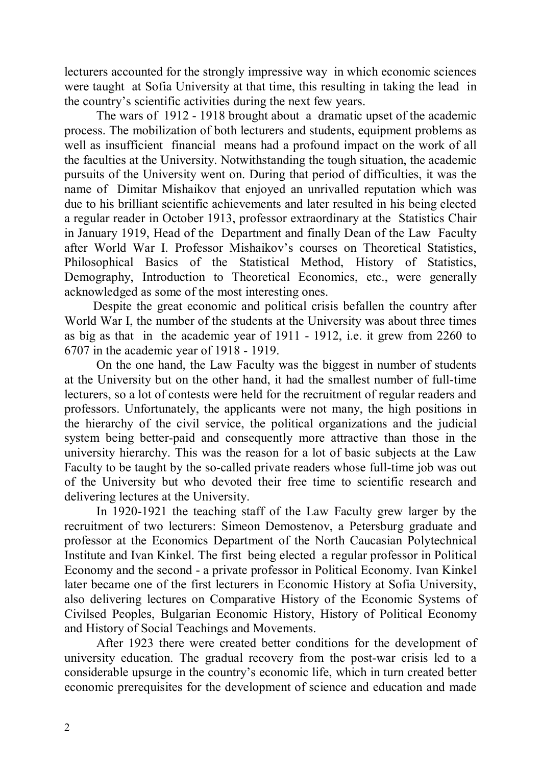lecturers accounted for the strongly impressive way in which economic sciences were taught at Sofia University at that time, this resulting in taking the lead in the country's scientific activities during the next few years.

The wars of 1912 - 1918 brought about a dramatic upset of the academic process. The mobilization of both lecturers and students, equipment problems as well as insufficient financial means had a profound impact on the work of all the faculties at the University. Notwithstanding the tough situation, the academic pursuits of the University went on. During that period of difficulties, it was the name of Dimitar Mishaikov that enjoyed an unrivalled reputation which was due to his brilliant scientific achievements and later resulted in his being elected a regular reader in October 1913, professor extraordinary at the Statistics Chair in January 1919, Head of the Department and finally Dean of the Law Faculty after World War I. Professor Mishaikov's courses on Theoretical Statistics, Philosophical Basics of the Statistical Method, History of Statistics, Demography, Introduction to Theoretical Economics, etc., were generally acknowledged as some of the most interesting ones.

Despite the great economic and political crisis befallen the country after World War I, the number of the students at the University was about three times as big as that in the academic year of 1911 - 1912, i.e. it grew from 2260 to 6707 in the academic year of 1918 - 1919.

On the one hand, the Law Faculty was the biggest in number of students at the University but on the other hand, it had the smallest number of full-time lecturers, so a lot of contests were held for the recruitment of regular readers and professors. Unfortunately, the applicants were not many, the high positions in the hierarchy of the civil service, the political organizations and the judicial system being better-paid and consequently more attractive than those in the university hierarchy. This was the reason for a lot of basic subjects at the Law Faculty to be taught by the so-called private readers whose full-time job was out of the University but who devoted their free time to scientific research and delivering lectures at the University.

In 1920-1921 the teaching staff of the Law Faculty grew larger by the recruitment of two lecturers: Simeon Demostenov, a Petersburg graduate and professor at the Economics Department of the North Caucasian Polytechnical Institute and Ivan Kinkel. The first being elected a regular professor in Political Economy and the second - a private professor in Political Economy. Ivan Kinkel later became one of the first lecturers in Economic History at Sofia University, also delivering lectures on Comparative History of the Economic Systems of Civilsed Peoples, Bulgarian Economic History, History of Political Economy and History of Social Teachings and Movements.

After 1923 there were created better conditions for the development of university education. The gradual recovery from the post-war crisis led to a considerable upsurge in the country's economic life, which in turn created better economic prerequisites for the development of science and education and made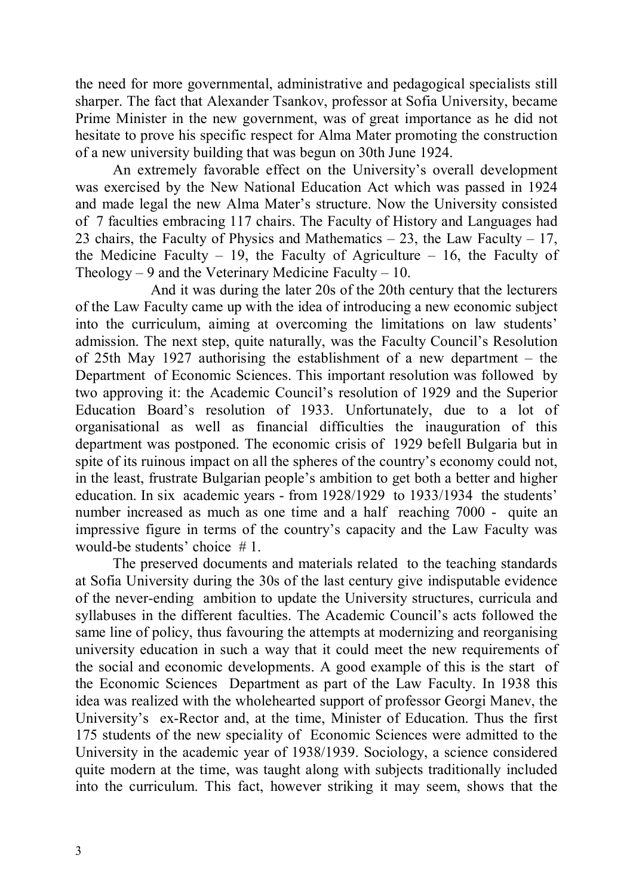the need for more governmental, administrative and pedagogical specialists still sharper. The fact that Alexander Tsankov, professor at Sofia University, became Prime Minister in the new government, was of great importance as he did not hesitate to prove his specific respect for Alma Mater promoting the construction of a new university building that was begun on 30th June 1924.

An extremely favorable effect on the University's overall development was exercised by the New National Education Act which was passed in 1924 and made legal the new Alma Mater's structure. Now the University consisted of 7 faculties embracing 117 chairs. The Faculty of History and Languages had 23 chairs, the Faculty of Physics and Mathematics – 23, the Law Faculty – 17, the Medicine Faculty – 19, the Faculty of Agriculture – 16, the Faculty of Theology – 9 and the Veterinary Medicine Faculty – 10.

And it was during the later 20s of the 20th century that the lecturers of the Law Faculty came up with the idea of introducing a new economic subject into the curriculum, aiming at overcoming the limitations on law students' admission. The next step, quite naturally, was the Faculty Council's Resolution of 25th May 1927 authorising the establishment of a new department – the Department of Economic Sciences. This important resolution was followed by two approving it: the Academic Council's resolution of 1929 and the Superior Education Board's resolution of 1933. Unfortunately, due to a lot of organisational as well as financial difficulties the inauguration of this department was postponed. The economic crisis of 1929 befell Bulgaria but in spite of its ruinous impact on all the spheres of the country's economy could not, in the least, frustrate Bulgarian people's ambition to get both a better and higher education. In six academic years - from 1928/1929 to 1933/1934 the students' number increased as much as one time and a half reaching 7000 - quite an impressive figure in terms of the country's capacity and the Law Faculty was would-be students' choice # 1.

The preserved documents and materials related to the teaching standards at Sofia University during the 30s of the last century give indisputable evidence of the never-ending ambition to update the University structures, curricula and syllabuses in the different faculties. The Academic Council's acts followed the same line of policy, thus favouring the attempts at modernizing and reorganising university education in such a way that it could meet the new requirements of the social and economic developments. A good example of this is the start of the Economic Sciences Department as part of the Law Faculty. In 1938 this idea was realized with the wholehearted support of professor Georgi Manev, the University's ex-Rector and, at the time, Minister of Education. Thus the first 175 students of the new speciality of Economic Sciences were admitted to the University in the academic year of 1938/1939. Sociology, a science considered quite modern at the time, was taught along with subjects traditionally included into the curriculum. This fact, however striking it may seem, shows that the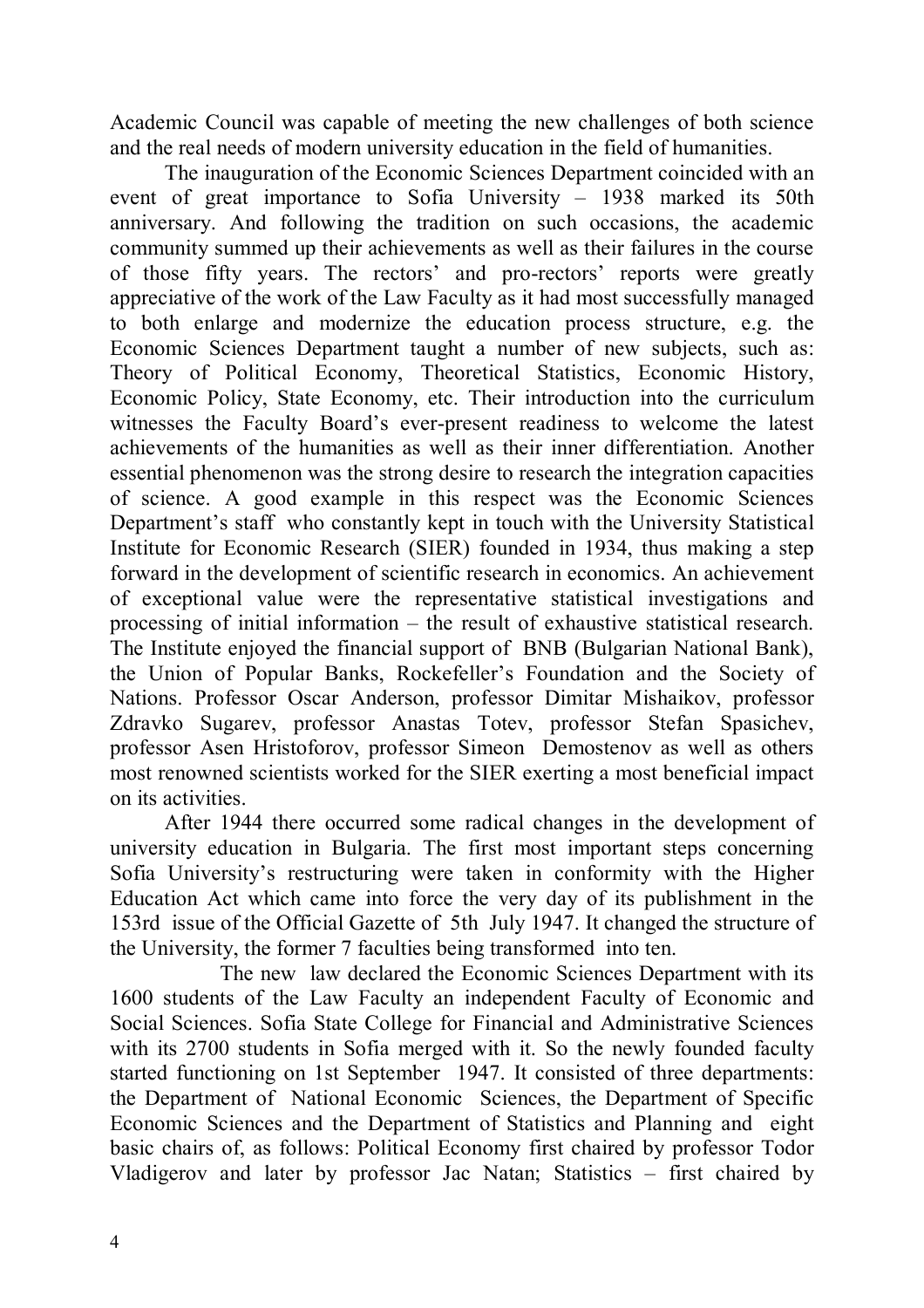Academic Council was capable of meeting the new challenges of both science and the real needs of modern university education in the field of humanities.

The inauguration of the Economic Sciences Department coincided with an event of great importance to Sofia University – 1938 marked its 50th anniversary. And following the tradition on such occasions, the academic community summed up their achievements as well as their failures in the course of those fifty years. The rectors' and pro-rectors' reports were greatly appreciative of the work of the Law Faculty as it had most successfully managed to both enlarge and modernize the education process structure, e.g. the Economic Sciences Department taught a number of new subjects, such as: Theory of Political Economy, Theoretical Statistics, Economic History, Economic Policy, State Economy, etc. Their introduction into the curriculum witnesses the Faculty Board's ever-present readiness to welcome the latest achievements of the humanities as well as their inner differentiation. Another essential phenomenon was the strong desire to research the integration capacities of science. A good example in this respect was the Economic Sciences Department's staff who constantly kept in touch with the University Statistical Institute for Economic Research (SIER) founded in 1934, thus making a step forward in the development of scientific research in economics. An achievement of exceptional value were the representative statistical investigations and processing of initial information – the result of exhaustive statistical research. The Institute enjoyed the financial support of BNB (Bulgarian National Bank), the Union of Popular Banks, Rockefeller's Foundation and the Society of Nations. Professor Oscar Anderson, professor Dimitar Mishaikov, professor Zdravko Sugarev, professor Anastas Totev, professor Stefan Spasichev, professor Asen Hristoforov, professor Simeon Demostenov as well as others most renowned scientists worked for the SIER exerting a most beneficial impact on its activities.

After 1944 there occurred some radical changes in the development of university education in Bulgaria. The first most important steps concerning Sofia University's restructuring were taken in conformity with the Higher Education Act which came into force the very day of its publishment in the 153rd issue of the Official Gazette of 5th July 1947. It changed the structure of the University, the former 7 faculties being transformed into ten.

The new law declared the Economic Sciences Department with its 1600 students of the Law Faculty an independent Faculty of Economic and Social Sciences. Sofia State College for Financial and Administrative Sciences with its 2700 students in Sofia merged with it. So the newly founded faculty started functioning on 1st September 1947. It consisted of three departments: the Department of National Economic Sciences, the Department of Specific Economic Sciences and the Department of Statistics and Planning and eight basic chairs of, as follows: Political Economy first chaired by professor Todor Vladigerov and later by professor Jac Natan; Statistics – first chaired by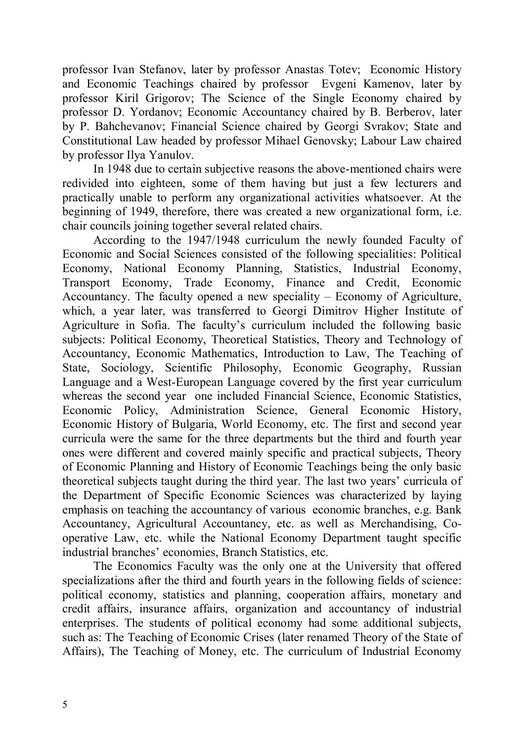professor Ivan Stefanov, later by professor Anastas Totev; Economic History and Economic Teachings chaired by professor Evgeni Kamenov, later by professor Kiril Grigorov; The Science of the Single Economy chaired by professor D. Yordanov; Economic Accountancy chaired by B. Berberov, later by P. Bahchevanov; Financial Science chaired by Georgi Svrakov; State and Constitutional Law headed by professor Mihael Genovsky; Labour Law chaired by professor Ilya Yanulov.

In 1948 due to certain subjective reasons the above-mentioned chairs were redivided into eighteen, some of them having but just a few lecturers and practically unable to perform any organizational activities whatsoever. At the beginning of 1949, therefore, there was created a new organizational form, i.e. chair councils joining together several related chairs.

According to the 1947/1948 curriculum the newly founded Faculty of Economic and Social Sciences consisted of the following specialities: Political Economy, National Economy Planning, Statistics, Industrial Economy, Transport Economy, Trade Economy, Finance and Credit, Economic Accountancy. The faculty opened a new speciality – Economy of Agriculture, which, a year later, was transferred to Georgi Dimitrov Higher Institute of Agriculture in Sofia. The faculty's curriculum included the following basic subjects: Political Economy, Theoretical Statistics, Theory and Technology of Accountancy, Economic Mathematics, Introduction to Law, The Teaching of State, Sociology, Scientific Philosophy, Economic Geography, Russian Language and a West-European Language covered by the first year curriculum whereas the second year one included Financial Science, Economic Statistics, Economic Policy, Administration Science, General Economic History, Economic History of Bulgaria, World Economy, etc. The first and second year curricula were the same for the three departments but the third and fourth year ones were different and covered mainly specific and practical subjects, Theory of Economic Planning and History of Economic Teachings being the only basic theoretical subjects taught during the third year. The last two years' curricula of the Department of Specific Economic Sciences was characterized by laying emphasis on teaching the accountancy of various economic branches, e.g. Bank Accountancy, Agricultural Accountancy, etc. as well as Merchandising, Co-operative Law, etc. while the National Economy Department taught specific industrial branches' economies, Branch Statistics, etc.

The Economics Faculty was the only one at the University that offered specializations after the third and fourth years in the following fields of science: political economy, statistics and planning, cooperation affairs, monetary and credit affairs, insurance affairs, organization and accountancy of industrial enterprises. The students of political economy had some additional subjects, such as: The Teaching of Economic Crises (later renamed Theory of the State of Affairs), The Teaching of Money, etc. The curriculum of Industrial Economy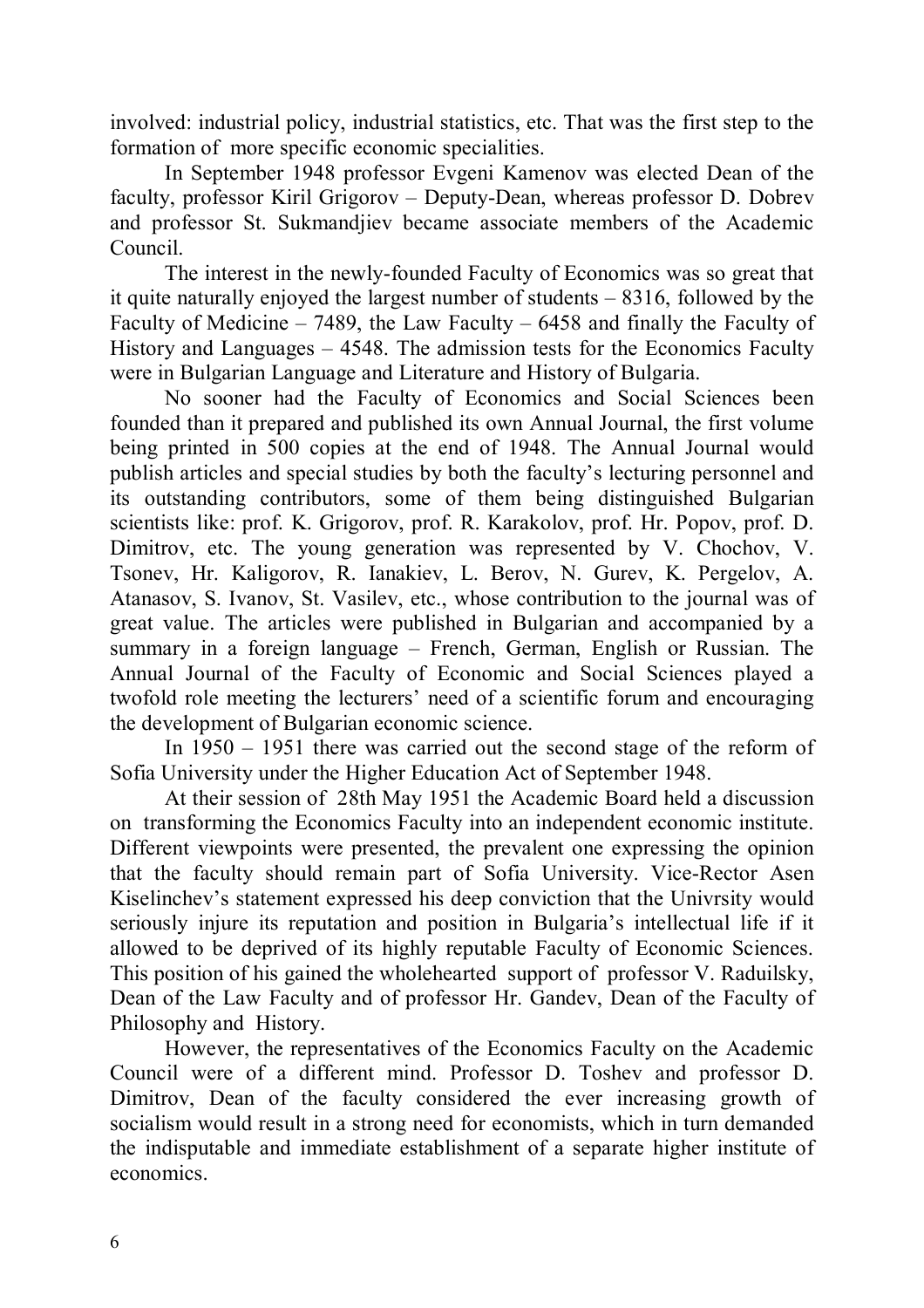involved: industrial policy, industrial statistics, etc. That was the first step to the formation of more specific economic specialities.

In September 1948 professor Evgeni Kamenov was elected Dean of the faculty, professor Kiril Grigorov – Deputy-Dean, whereas professor D. Dobrev and professor St. Sukmandjiev became associate members of the Academic Council.

The interest in the newly-founded Faculty of Economics was so great that it quite naturally enjoyed the largest number of students – 8316, followed by the Faculty of Medicine – 7489, the Law Faculty – 6458 and finally the Faculty of History and Languages – 4548. The admission tests for the Economics Faculty were in Bulgarian Language and Literature and History of Bulgaria.

No sooner had the Faculty of Economics and Social Sciences been founded than it prepared and published its own Annual Journal, the first volume being printed in 500 copies at the end of 1948. The Annual Journal would publish articles and special studies by both the faculty's lecturing personnel and its outstanding contributors, some of them being distinguished Bulgarian scientists like: prof. K. Grigorov, prof. R. Karakolov, prof. Hr. Popov, prof. D. Dimitrov, etc. The young generation was represented by V. Chochov, V. Tsonev, Hr. Kaligorov, R. Ianakiev, L. Berov, N. Gurev, K. Pergelov, A. Atanasov, S. Ivanov, St. Vasilev, etc., whose contribution to the journal was of great value. The articles were published in Bulgarian and accompanied by a summary in a foreign language – French, German, English or Russian. The Annual Journal of the Faculty of Economic and Social Sciences played a twofold role meeting the lecturers' need of a scientific forum and encouraging the development of Bulgarian economic science.

In 1950 – 1951 there was carried out the second stage of the reform of Sofia University under the Higher Education Act of September 1948.

At their session of 28th May 1951 the Academic Board held a discussion on transforming the Economics Faculty into an independent economic institute. Different viewpoints were presented, the prevalent one expressing the opinion that the faculty should remain part of Sofia University. Vice-Rector Asen Kiselinchev's statement expressed his deep conviction that the Univrsity would seriously injure its reputation and position in Bulgaria's intellectual life if it allowed to be deprived of its highly reputable Faculty of Economic Sciences. This position of his gained the wholehearted support of professor V. Raduilsky, Dean of the Law Faculty and of professor Hr. Gandev, Dean of the Faculty of Philosophy and History.

However, the representatives of the Economics Faculty on the Academic Council were of a different mind. Professor D. Toshev and professor D. Dimitrov, Dean of the faculty considered the ever increasing growth of socialism would result in a strong need for economists, which in turn demanded the indisputable and immediate establishment of a separate higher institute of economics.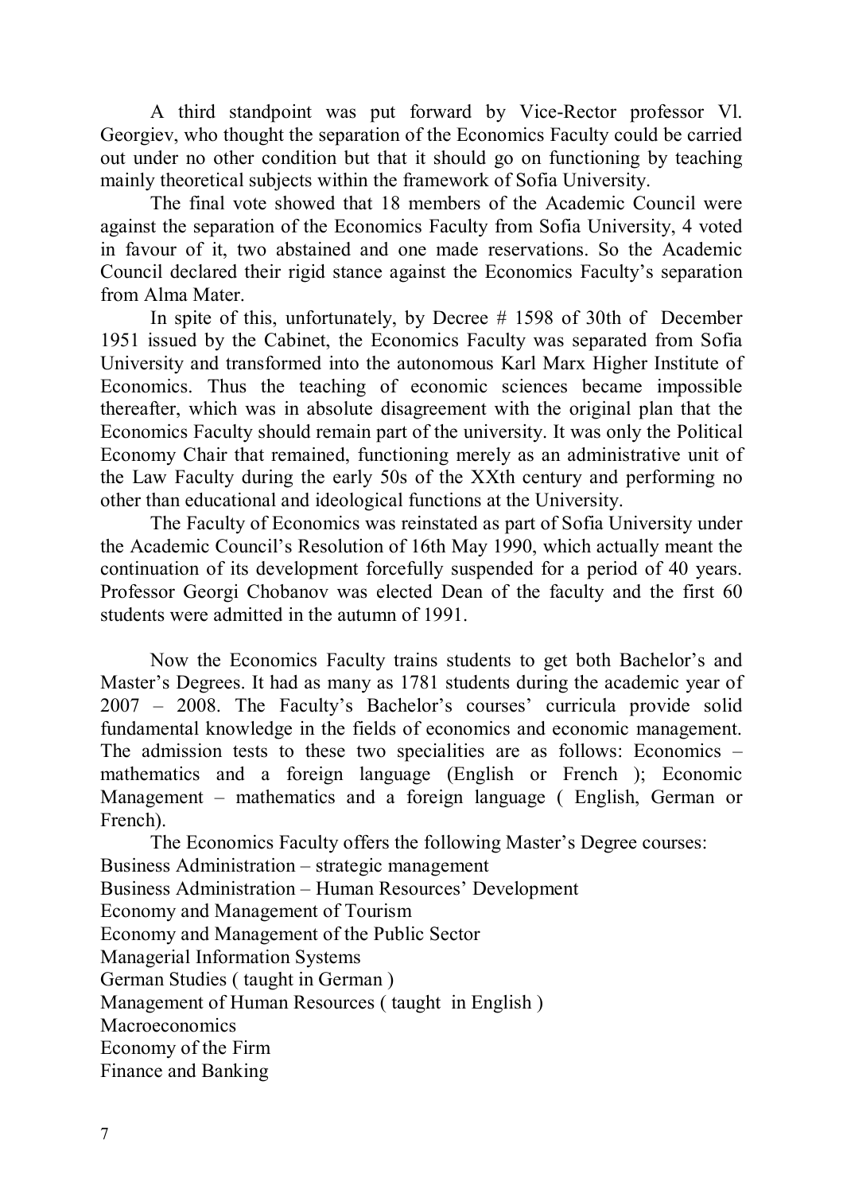A third standpoint was put forward by Vice-Rector professor Vl. Georgiev, who thought the separation of the Economics Faculty could be carried out under no other condition but that it should go on functioning by teaching mainly theoretical subjects within the framework of Sofia University.

The final vote showed that 18 members of the Academic Council were against the separation of the Economics Faculty from Sofia University, 4 voted in favour of it, two abstained and one made reservations. So the Academic Council declared their rigid stance against the Economics Faculty's separation from Alma Mater.

In spite of this, unfortunately, by Decree # 1598 of 30th of December 1951 issued by the Cabinet, the Economics Faculty was separated from Sofia University and transformed into the autonomous Karl Marx Higher Institute of Economics. Thus the teaching of economic sciences became impossible thereafter, which was in absolute disagreement with the original plan that the Economics Faculty should remain part of the university. It was only the Political Economy Chair that remained, functioning merely as an administrative unit of the Law Faculty during the early 50s of the XXth century and performing no other than educational and ideological functions at the University.

The Faculty of Economics was reinstated as part of Sofia University under the Academic Council's Resolution of 16th May 1990, which actually meant the continuation of its development forcefully suspended for a period of 40 years. Professor Georgi Chobanov was elected Dean of the faculty and the first 60 students were admitted in the autumn of 1991.

Now the Economics Faculty trains students to get both Bachelor's and Master's Degrees. It had as many as 1781 students during the academic year of 2007 – 2008. The Faculty's Bachelor's courses' curricula provide solid fundamental knowledge in the fields of economics and economic management. The admission tests to these two specialities are as follows: Economics – mathematics and a foreign language (English or French ); Economic Management – mathematics and a foreign language ( English, German or French).

The Economics Faculty offers the following Master's Degree courses:

Business Administration – strategic management
Business Administration – Human Resources' Development
Economy and Management of Tourism
Economy and Management of the Public Sector
Managerial Information Systems
German Studies ( taught in German )
Management of Human Resources ( taught in English )
Macroeconomics
Economy of the Firm
Finance and Banking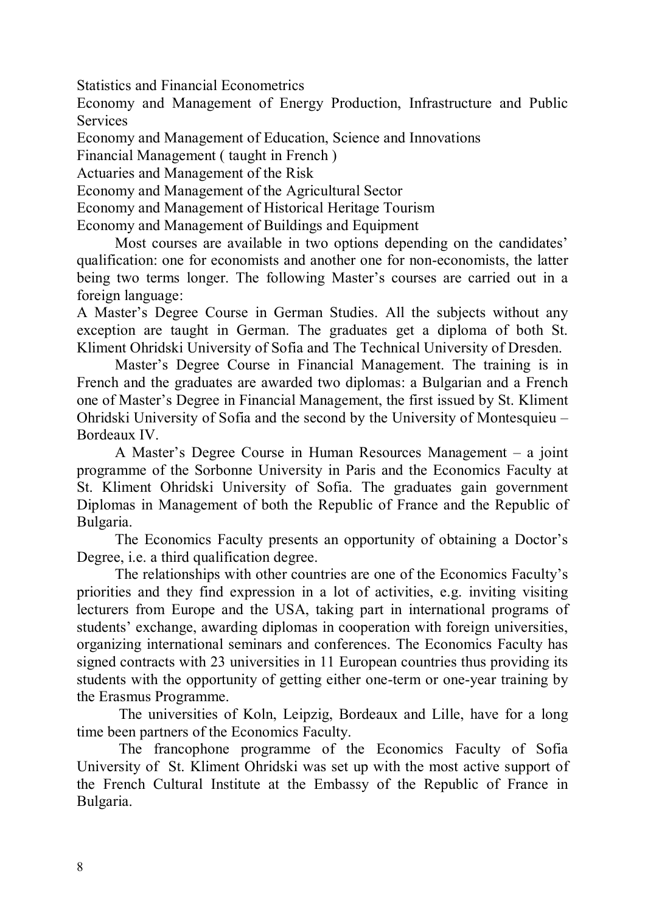Statistics and Financial Econometrics

Economy and Management of Energy Production, Infrastructure and Public Services

Economy and Management of Education, Science and Innovations

Financial Management ( taught in French )

Actuaries and Management of the Risk

Economy and Management of the Agricultural Sector

Economy and Management of Historical Heritage Tourism

Economy and Management of Buildings and Equipment

Most courses are available in two options depending on the candidates' qualification: one for economists and another one for non-economists, the latter being two terms longer. The following Master's courses are carried out in a foreign language:

A Master's Degree Course in German Studies. All the subjects without any exception are taught in German. The graduates get a diploma of both St. Kliment Ohridski University of Sofia and The Technical University of Dresden.

Master's Degree Course in Financial Management. The training is in French and the graduates are awarded two diplomas: a Bulgarian and a French one of Master's Degree in Financial Management, the first issued by St. Kliment Ohridski University of Sofia and the second by the University of Montesquieu – Bordeaux IV.

A Master's Degree Course in Human Resources Management – a joint programme of the Sorbonne University in Paris and the Economics Faculty at St. Kliment Ohridski University of Sofia. The graduates gain government Diplomas in Management of both the Republic of France and the Republic of Bulgaria.

The Economics Faculty presents an opportunity of obtaining a Doctor's Degree, i.e. a third qualification degree.

The relationships with other countries are one of the Economics Faculty's priorities and they find expression in a lot of activities, e.g. inviting visiting lecturers from Europe and the USA, taking part in international programs of students' exchange, awarding diplomas in cooperation with foreign universities, organizing international seminars and conferences. The Economics Faculty has signed contracts with 23 universities in 11 European countries thus providing its students with the opportunity of getting either one-term or one-year training by the Erasmus Programme.

The universities of Koln, Leipzig, Bordeaux and Lille, have for a long time been partners of the Economics Faculty.

The francophone programme of the Economics Faculty of Sofia University of St. Kliment Ohridski was set up with the most active support of the French Cultural Institute at the Embassy of the Republic of France in Bulgaria.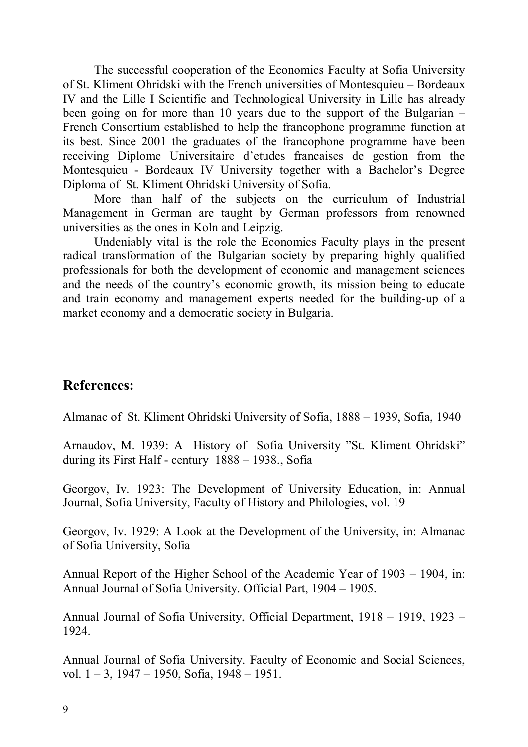The successful cooperation of the Economics Faculty at Sofia University of St. Kliment Ohridski with the French universities of Montesquieu – Bordeaux IV and the Lille I Scientific and Technological University in Lille has already been going on for more than 10 years due to the support of the Bulgarian – French Consortium established to help the francophone programme function at its best. Since 2001 the graduates of the francophone programme have been receiving Diplome Universitaire d'etudes francaises de gestion from the Montesquieu - Bordeaux IV University together with a Bachelor's Degree Diploma of St. Kliment Ohridski University of Sofia.

More than half of the subjects on the curriculum of Industrial Management in German are taught by German professors from renowned universities as the ones in Koln and Leipzig.

Undeniably vital is the role the Economics Faculty plays in the present radical transformation of the Bulgarian society by preparing highly qualified professionals for both the development of economic and management sciences and the needs of the country's economic growth, its mission being to educate and train economy and management experts needed for the building-up of a market economy and a democratic society in Bulgaria.

## References:

Almanac of St. Kliment Ohridski University of Sofia, 1888 – 1939, Sofia, 1940

Arnaudov, M. 1939: A History of Sofia University "St. Kliment Ohridski" during its First Half - century 1888 – 1938., Sofia

Georgov, Iv. 1923: The Development of University Education, in: Annual Journal, Sofia University, Faculty of History and Philologies, vol. 19

Georgov, Iv. 1929: A Look at the Development of the University, in: Almanac of Sofia University, Sofia

Annual Report of the Higher School of the Academic Year of 1903 – 1904, in: Annual Journal of Sofia University. Official Part, 1904 – 1905.

Annual Journal of Sofia University, Official Department, 1918 – 1919, 1923 – 1924.

Annual Journal of Sofia University. Faculty of Economic and Social Sciences, vol. 1 – 3, 1947 – 1950, Sofia, 1948 – 1951.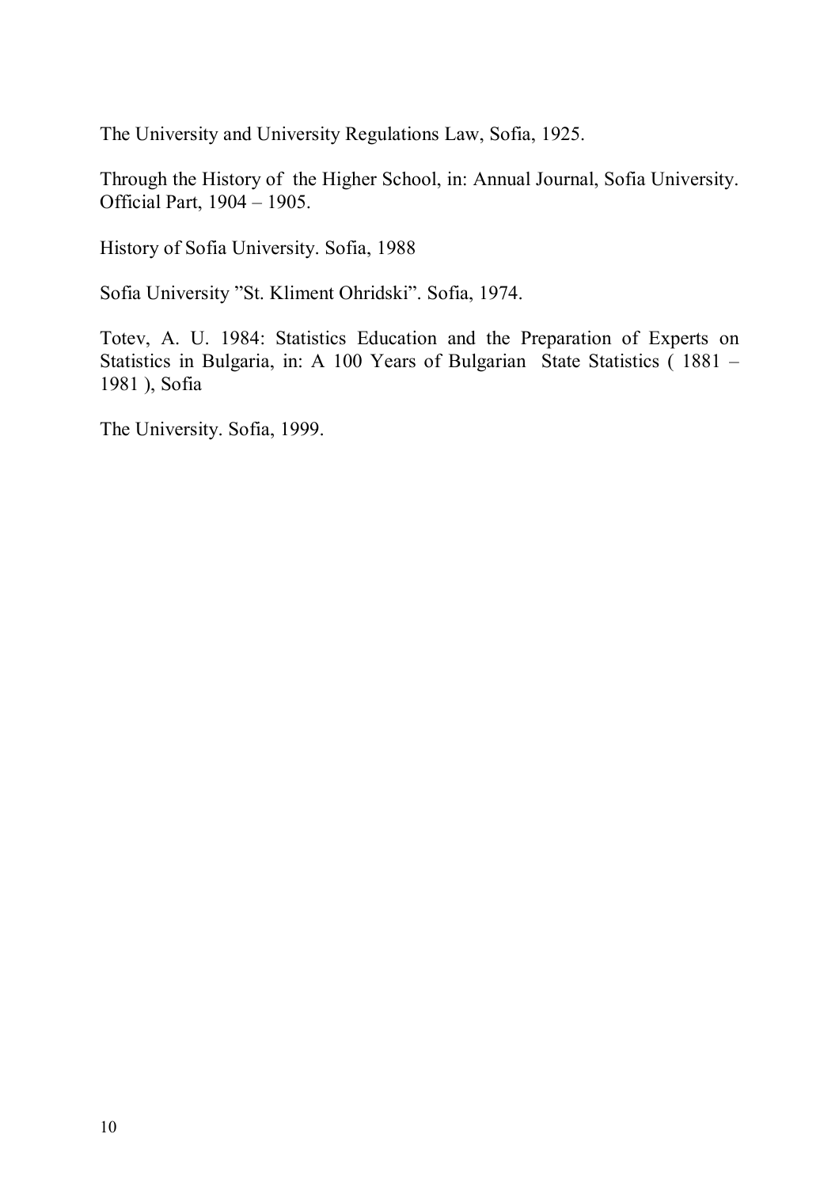The University and University Regulations Law, Sofia, 1925.

Through the History of the Higher School, in: Annual Journal, Sofia University. Official Part, 1904 – 1905.

History of Sofia University. Sofia, 1988

Sofia University ”St. Kliment Ohridski”. Sofia, 1974.

Totev, A. U. 1984: Statistics Education and the Preparation of Experts on Statistics in Bulgaria, in: A 100 Years of Bulgarian State Statistics ( 1881 – 1981 ), Sofia

The University. Sofia, 1999.